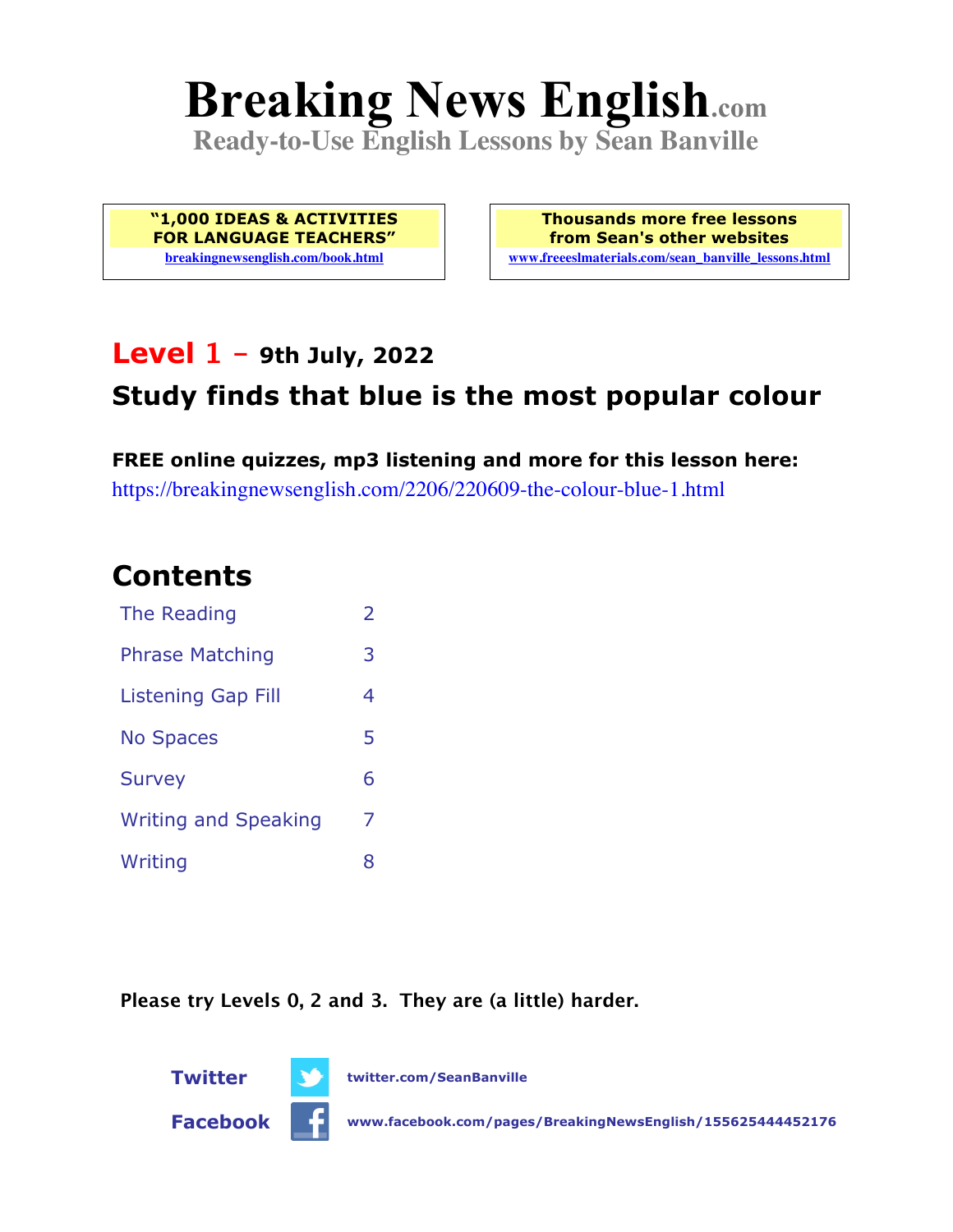# Breaking News English.com

**Ready-to-Use English Lessons by Sean Banville**

**"1,000 IDEAS & ACTIVITIES FOR LANGUAGE TEACHERS"**
breakingnewsenglish.com/book.html

**Thousands more free lessons from Sean's other websites**
www.freeeslmaterials.com/sean_banville_lessons.html

## Level 1 – 9th July, 2022

## Study finds that blue is the most popular colour

**FREE online quizzes, mp3 listening and more for this lesson here:**
https://breakingnewsenglish.com/2206/220609-the-colour-blue-1.html

## Contents

| | |
|---|---|
| The Reading | 2 |
| Phrase Matching | 3 |
| Listening Gap Fill | 4 |
| No Spaces | 5 |
| Survey | 6 |
| Writing and Speaking | 7 |
| Writing | 8 |

**Please try Levels 0, 2 and 3. They are (a little) harder.**

**Twitter** twitter.com/SeanBanville

**Facebook** www.facebook.com/pages/BreakingNewsEnglish/155625444452176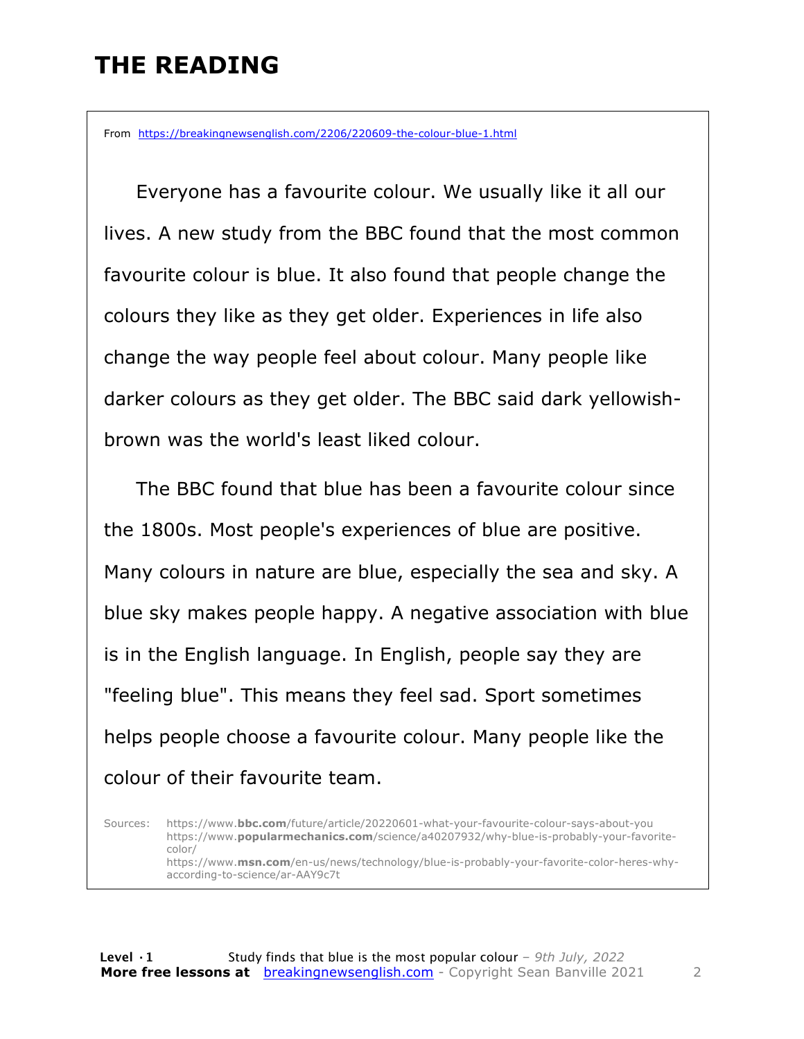# THE READING

From https://breakingnewsenglish.com/2206/220609-the-colour-blue-1.html

Everyone has a favourite colour. We usually like it all our lives. A new study from the BBC found that the most common favourite colour is blue. It also found that people change the colours they like as they get older. Experiences in life also change the way people feel about colour. Many people like darker colours as they get older. The BBC said dark yellowish-brown was the world's least liked colour.

The BBC found that blue has been a favourite colour since the 1800s. Most people's experiences of blue are positive. Many colours in nature are blue, especially the sea and sky. A blue sky makes people happy. A negative association with blue is in the English language. In English, people say they are "feeling blue". This means they feel sad. Sport sometimes helps people choose a favourite colour. Many people like the colour of their favourite team.

Sources:
https://www.**bbc.com**/future/article/20220601-what-your-favourite-colour-says-about-you
https://www.**popularmechanics.com**/science/a40207932/why-blue-is-probably-your-favorite-color/
https://www.**msn.com**/en-us/news/technology/blue-is-probably-your-favorite-color-heres-why-according-to-science/ar-AAY9c7t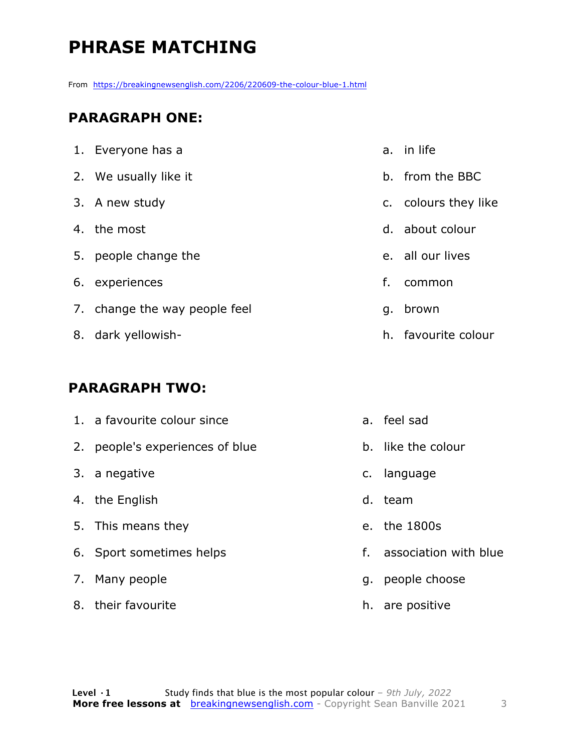# PHRASE MATCHING

From https://breakingnewsenglish.com/2206/220609-the-colour-blue-1.html

## PARAGRAPH ONE:

| | |
|---|---|
| 1. Everyone has a | a. in life |
| 2. We usually like it | b. from the BBC |
| 3. A new study | c. colours they like |
| 4. the most | d. about colour |
| 5. people change the | e. all our lives |
| 6. experiences | f. common |
| 7. change the way people feel | g. brown |
| 8. dark yellowish- | h. favourite colour |

## PARAGRAPH TWO:

| | |
|---|---|
| 1. a favourite colour since | a. feel sad |
| 2. people's experiences of blue | b. like the colour |
| 3. a negative | c. language |
| 4. the English | d. team |
| 5. This means they | e. the 1800s |
| 6. Sport sometimes helps | f. association with blue |
| 7. Many people | g. people choose |
| 8. their favourite | h. are positive |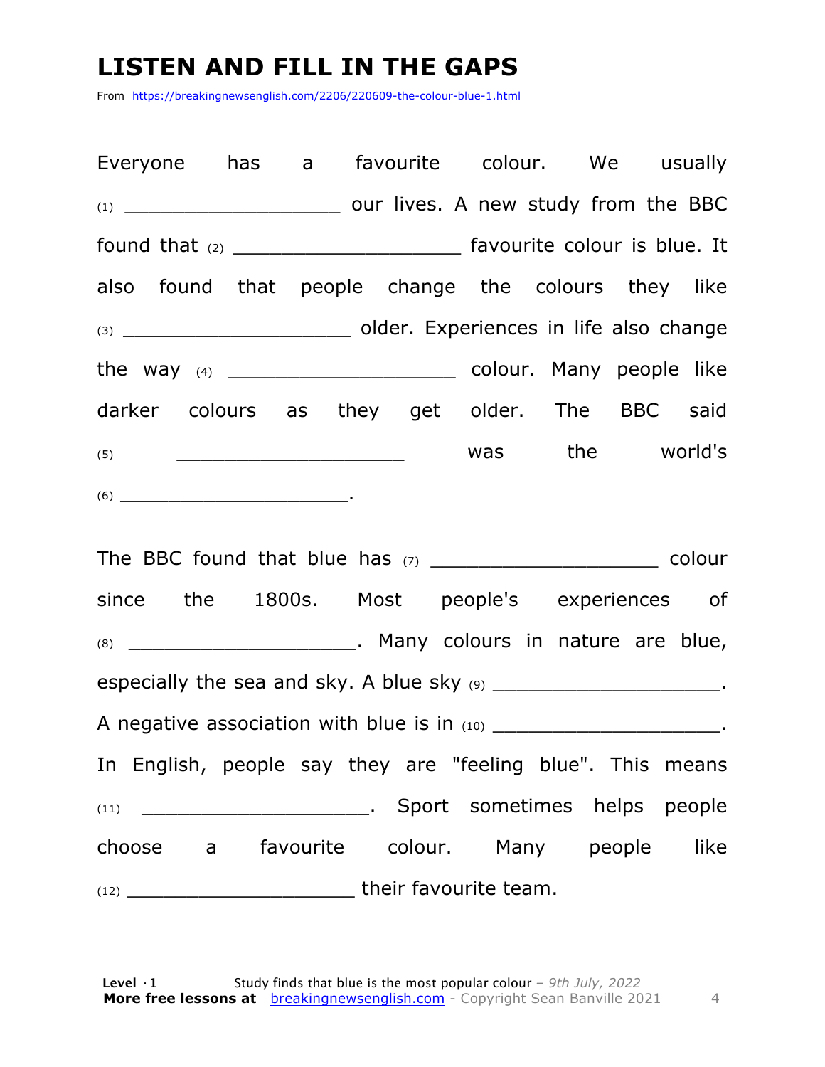# LISTEN AND FILL IN THE GAPS

From https://breakingnewsenglish.com/2206/220609-the-colour-blue-1.html

Everyone has a favourite colour. We usually (1) ___________________ our lives. A new study from the BBC found that (2) ___________________ favourite colour is blue. It also found that people change the colours they like (3) ___________________ older. Experiences in life also change the way (4) ___________________ colour. Many people like darker colours as they get older. The BBC said (5) ___________________ was the world's (6) ___________________.

The BBC found that blue has (7) ___________________ colour since the 1800s. Most people's experiences of (8) ___________________. Many colours in nature are blue, especially the sea and sky. A blue sky (9) ___________________. A negative association with blue is in (10) ___________________. In English, people say they are "feeling blue". This means (11) ___________________. Sport sometimes helps people choose a favourite colour. Many people like (12) ___________________ their favourite team.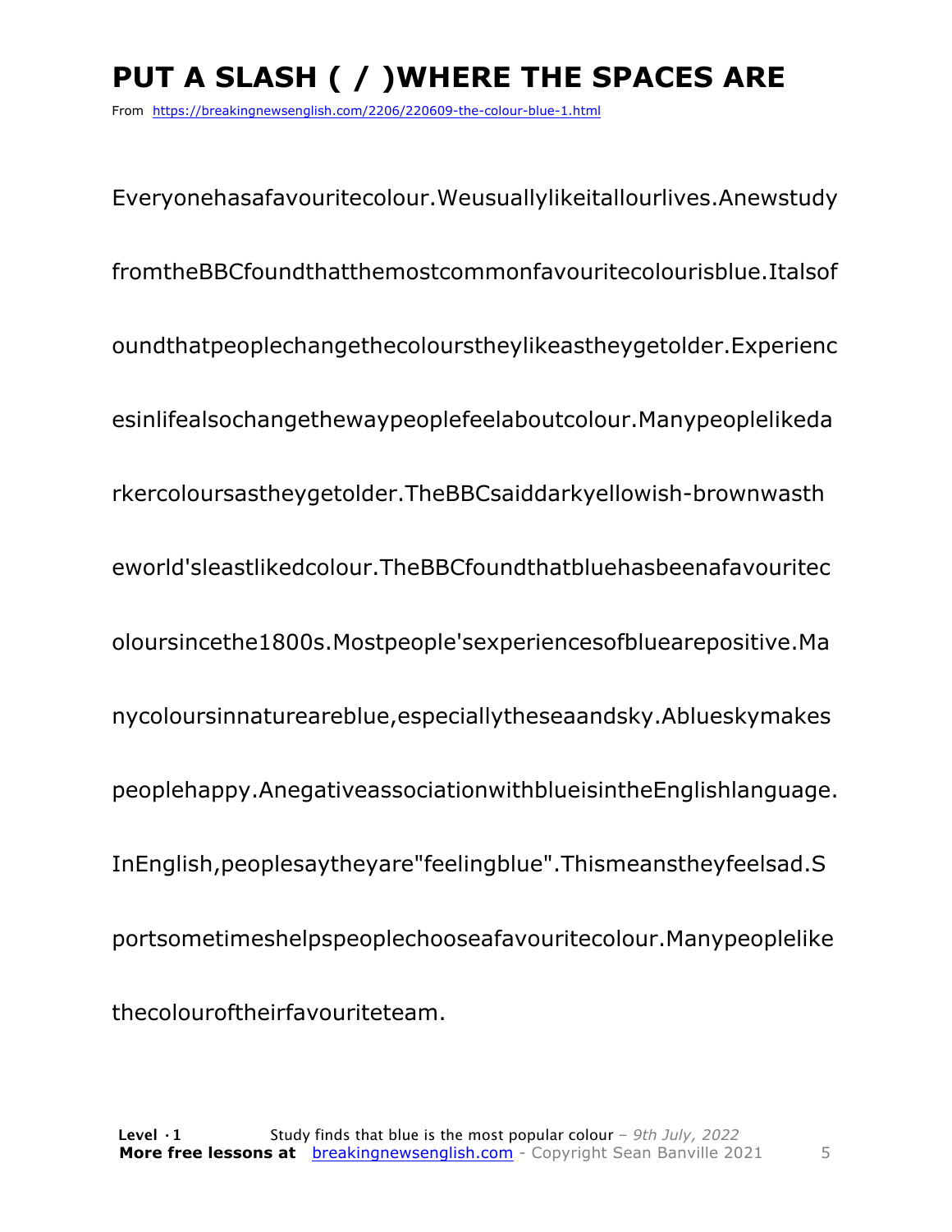# PUT A SLASH ( / )WHERE THE SPACES ARE

From https://breakingnewsenglish.com/2206/220609-the-colour-blue-1.html

Everyonehasafavouritecolour.Weusuallylikeitallourlives.Anewstudy

fromtheBBCfoundthatthemostcommonfavouritecolourisblue.Italsof

oundthatpeoplechangethecolourstheylikeastheygetolder.Experienc

esinlifealsochangethewaypeoplefeelaboutcolour.Manypeoplelikeda

rkercoloursastheygetolder.TheBBCsaiddarkyellowish-brownwasth

eworld'sleastlikedcolour.TheBBCfoundthatbluehasbeenafavouritec

oloursincethe1800s.Mostpeople'sexperiencesofbluearepositive.Ma

nycoloursinnatureareblue,especiallytheseaandsky.Ablueskymakes

peoplehappy.AnegativeassociationwithblueisintheEnglishlanguage.

InEnglish,peoplesaytheyare"feelingblue".Thismeanstheyfeelsad.S

portsometimeshelpspeoplechooseafavouritecolour.Manypeoplelike

thecolouroftheirfavouriteteam.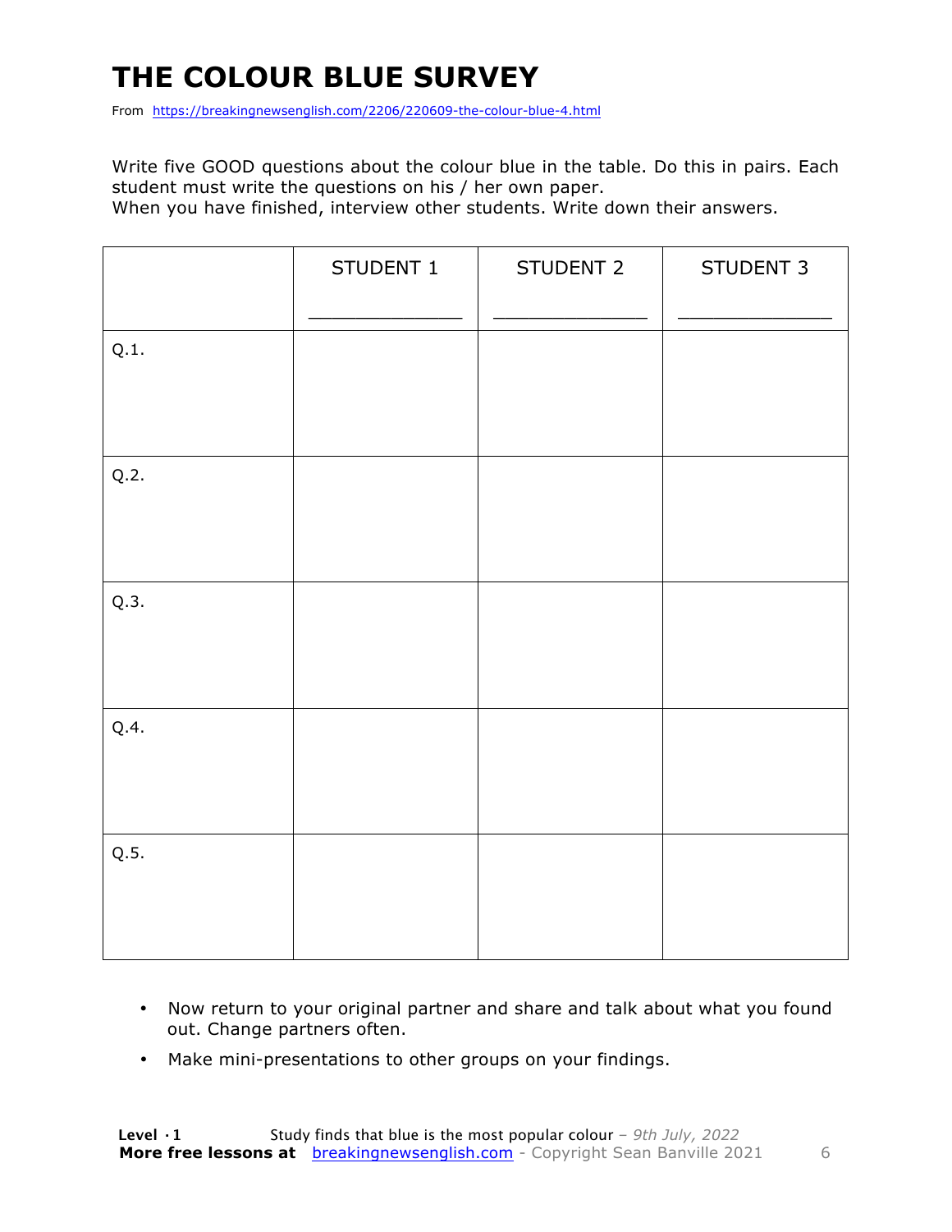# THE COLOUR BLUE SURVEY

From https://breakingnewsenglish.com/2206/220609-the-colour-blue-4.html

Write five GOOD questions about the colour blue in the table. Do this in pairs. Each student must write the questions on his / her own paper.
When you have finished, interview other students. Write down their answers.

| | STUDENT 1<br>_____________ | STUDENT 2<br>_____________ | STUDENT 3<br>_____________ |
|---|---|---|---|
| Q.1. | | | |
| Q.2. | | | |
| Q.3. | | | |
| Q.4. | | | |
| Q.5. | | | |

- Now return to your original partner and share and talk about what you found out. Change partners often.
- Make mini-presentations to other groups on your findings.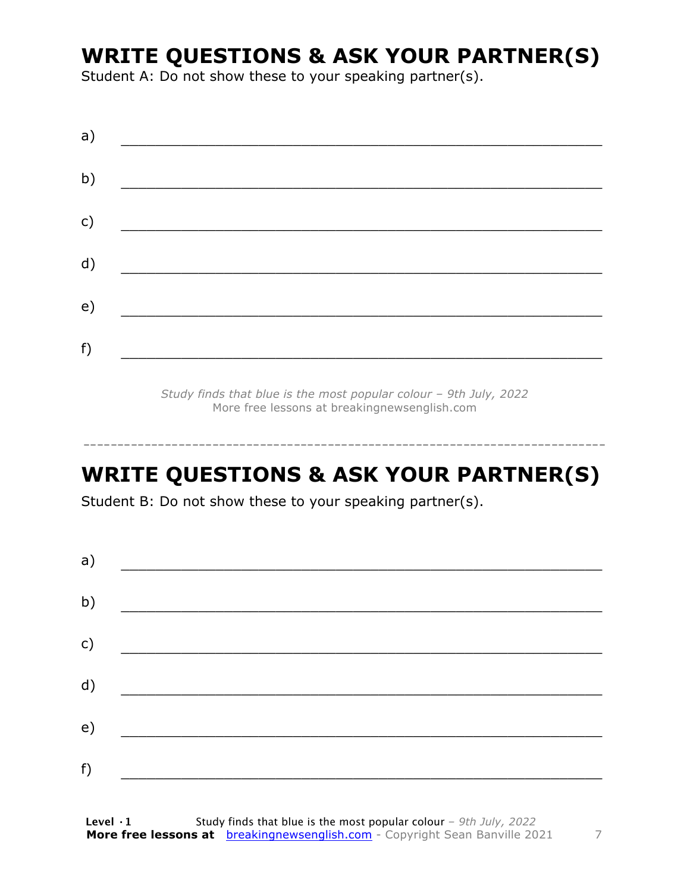## WRITE QUESTIONS & ASK YOUR PARTNER(S)

Student A: Do not show these to your speaking partner(s).

a) ___________________________________________________________

b) ___________________________________________________________

c) ___________________________________________________________

d) ___________________________________________________________

e) ___________________________________________________________

f) ___________________________________________________________

*Study finds that blue is the most popular colour – 9th July, 2022*
More free lessons at breakingnewsenglish.com

---

## WRITE QUESTIONS & ASK YOUR PARTNER(S)

Student B: Do not show these to your speaking partner(s).

a) ___________________________________________________________

b) ___________________________________________________________

c) ___________________________________________________________

d) ___________________________________________________________

e) ___________________________________________________________

f) ___________________________________________________________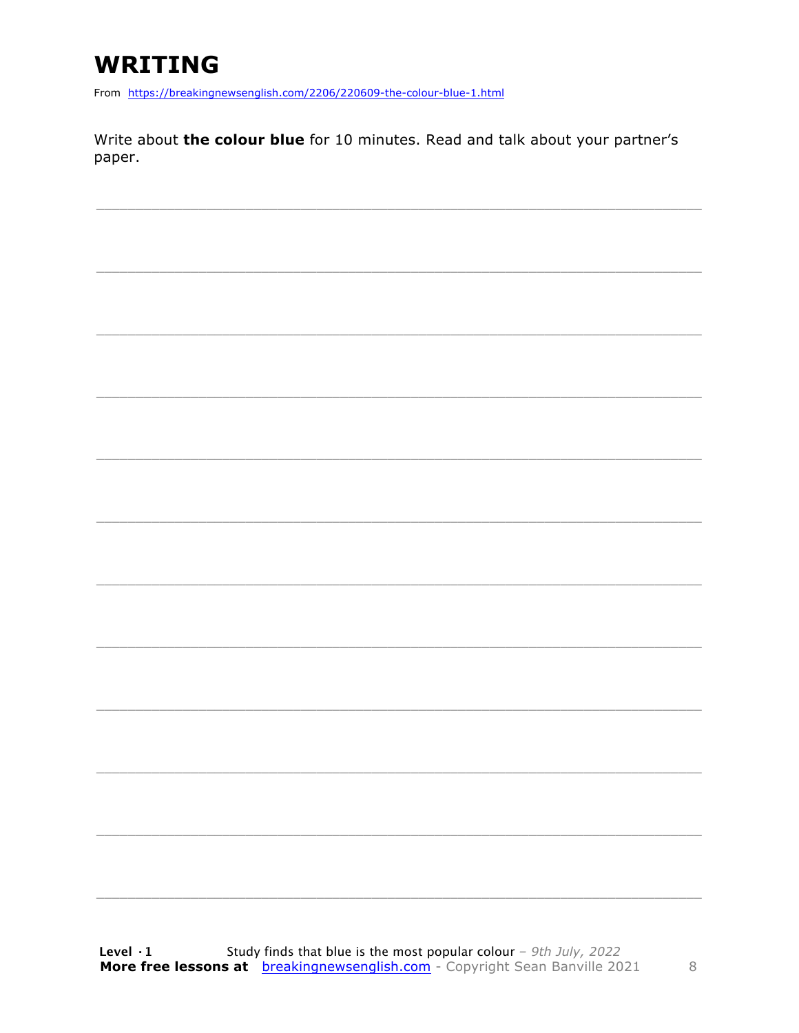# WRITING

From https://breakingnewsenglish.com/2206/220609-the-colour-blue-1.html

Write about **the colour blue** for 10 minutes. Read and talk about your partner's paper.